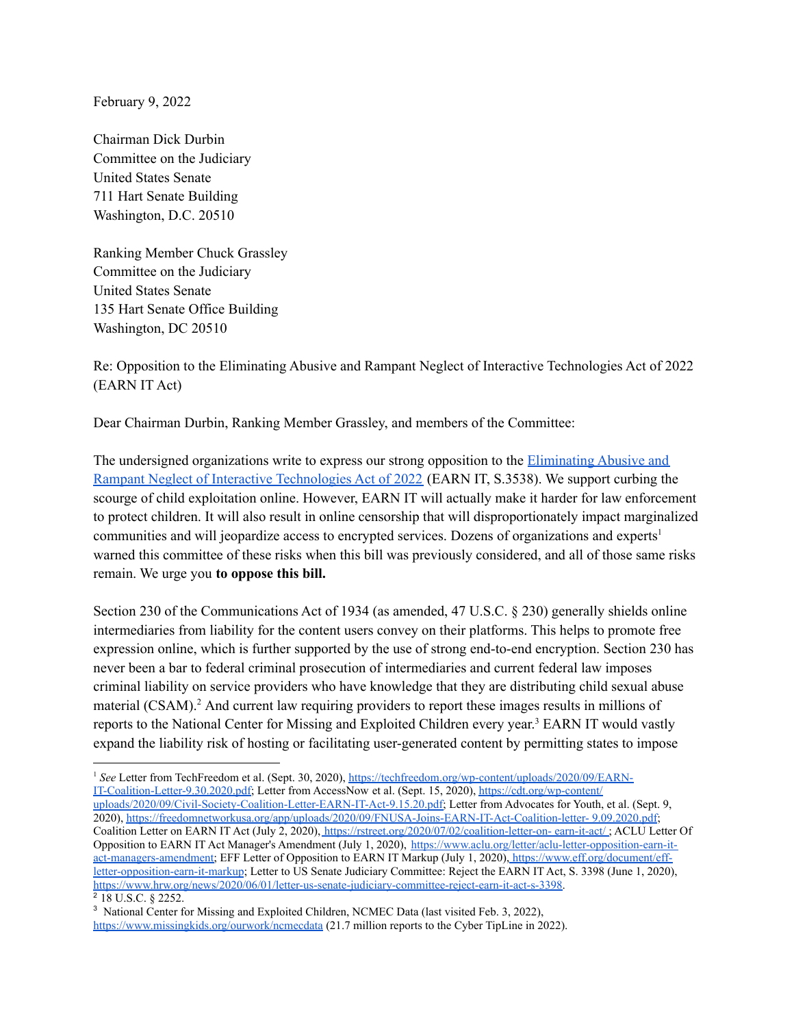February 9, 2022

Chairman Dick Durbin
Committee on the Judiciary
United States Senate
711 Hart Senate Building
Washington, D.C. 20510

Ranking Member Chuck Grassley
Committee on the Judiciary
United States Senate
135 Hart Senate Office Building
Washington, DC 20510

Re: Opposition to the Eliminating Abusive and Rampant Neglect of Interactive Technologies Act of 2022 (EARN IT Act)

Dear Chairman Durbin, Ranking Member Grassley, and members of the Committee:

The undersigned organizations write to express our strong opposition to the [Eliminating Abusive and Rampant Neglect of Interactive Technologies Act of 2022](#) (EARN IT, S.3538). We support curbing the scourge of child exploitation online. However, EARN IT will actually make it harder for law enforcement to protect children. It will also result in online censorship that will disproportionately impact marginalized communities and will jeopardize access to encrypted services. Dozens of organizations and experts[1] warned this committee of these risks when this bill was previously considered, and all of those same risks remain. We urge you **to oppose this bill.**

Section 230 of the Communications Act of 1934 (as amended, 47 U.S.C. § 230) generally shields online intermediaries from liability for the content users convey on their platforms. This helps to promote free expression online, which is further supported by the use of strong end-to-end encryption. Section 230 has never been a bar to federal criminal prosecution of intermediaries and current federal law imposes criminal liability on service providers who have knowledge that they are distributing child sexual abuse material (CSAM).[2] And current law requiring providers to report these images results in millions of reports to the National Center for Missing and Exploited Children every year.[3] EARN IT would vastly expand the liability risk of hosting or facilitating user-generated content by permitting states to impose

---

[1] *See* Letter from TechFreedom et al. (Sept. 30, 2020), https://techfreedom.org/wp-content/uploads/2020/09/EARN-IT-Coalition-Letter-9.30.2020.pdf; Letter from AccessNow et al. (Sept. 15, 2020), https://cdt.org/wp-content/uploads/2020/09/Civil-Society-Coalition-Letter-EARN-IT-Act-9.15.20.pdf; Letter from Advocates for Youth, et al. (Sept. 9, 2020), https://freedomnetworkusa.org/app/uploads/2020/09/FNUSA-Joins-EARN-IT-Act-Coalition-letter- 9.09.2020.pdf; Coalition Letter on EARN IT Act (July 2, 2020), https://rstreet.org/2020/07/02/coalition-letter-on- earn-it-act/ ; ACLU Letter Of Opposition to EARN IT Act Manager's Amendment (July 1, 2020), https://www.aclu.org/letter/aclu-letter-opposition-earn-it-act-managers-amendment; EFF Letter of Opposition to EARN IT Markup (July 1, 2020), https://www.eff.org/document/eff-letter-opposition-earn-it-markup; Letter to US Senate Judiciary Committee: Reject the EARN IT Act, S. 3398 (June 1, 2020), https://www.hrw.org/news/2020/06/01/letter-us-senate-judiciary-committee-reject-earn-it-act-s-3398.

[2] 18 U.S.C. § 2252.

[3] National Center for Missing and Exploited Children, NCMEC Data (last visited Feb. 3, 2022), https://www.missingkids.org/ourwork/ncmecdata (21.7 million reports to the Cyber TipLine in 2022).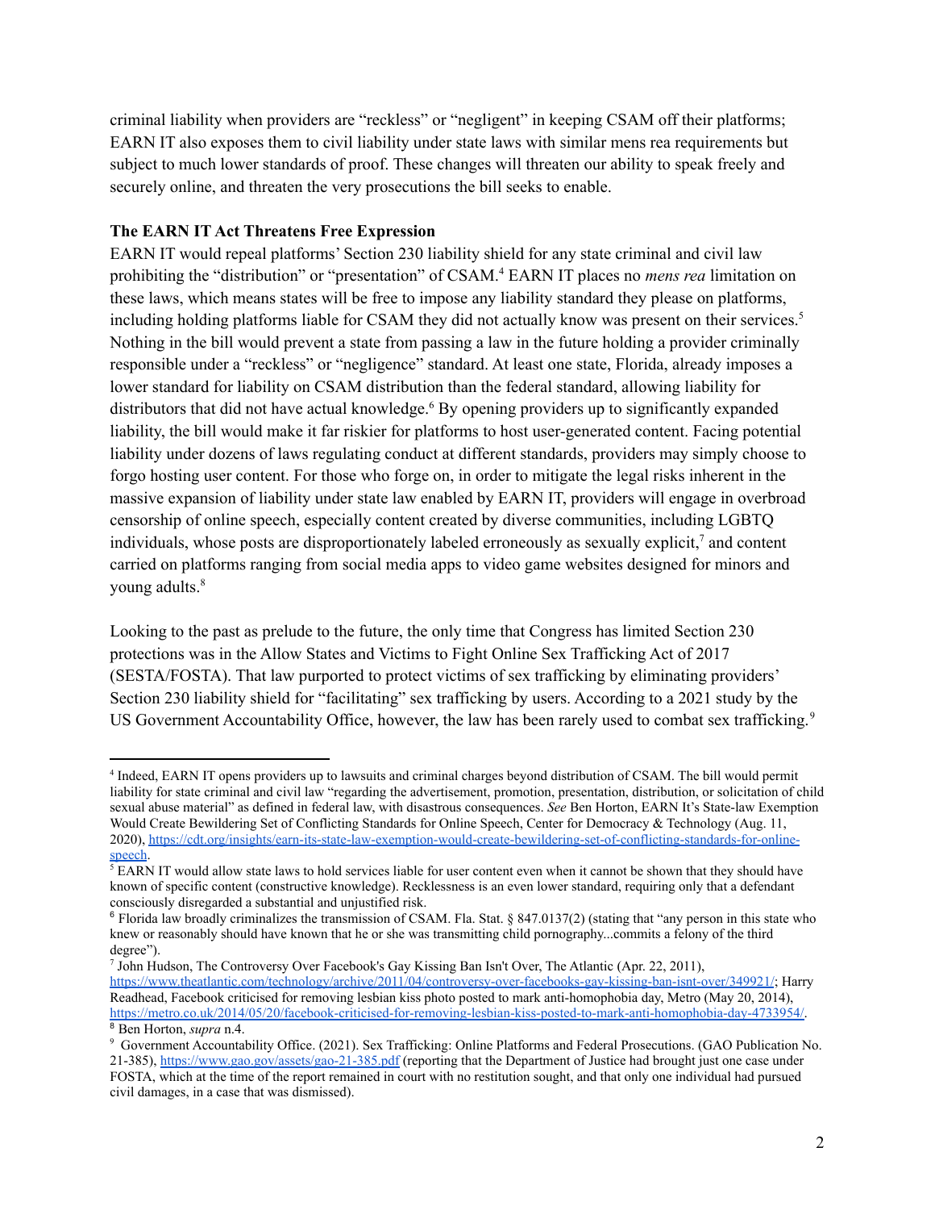criminal liability when providers are "reckless" or "negligent" in keeping CSAM off their platforms; EARN IT also exposes them to civil liability under state laws with similar mens rea requirements but subject to much lower standards of proof. These changes will threaten our ability to speak freely and securely online, and threaten the very prosecutions the bill seeks to enable.

**The EARN IT Act Threatens Free Expression**

EARN IT would repeal platforms' Section 230 liability shield for any state criminal and civil law prohibiting the "distribution" or "presentation" of CSAM.[4] EARN IT places no *mens rea* limitation on these laws, which means states will be free to impose any liability standard they please on platforms, including holding platforms liable for CSAM they did not actually know was present on their services.[5] Nothing in the bill would prevent a state from passing a law in the future holding a provider criminally responsible under a "reckless" or "negligence" standard. At least one state, Florida, already imposes a lower standard for liability on CSAM distribution than the federal standard, allowing liability for distributors that did not have actual knowledge.[6] By opening providers up to significantly expanded liability, the bill would make it far riskier for platforms to host user-generated content. Facing potential liability under dozens of laws regulating conduct at different standards, providers may simply choose to forgo hosting user content. For those who forge on, in order to mitigate the legal risks inherent in the massive expansion of liability under state law enabled by EARN IT, providers will engage in overbroad censorship of online speech, especially content created by diverse communities, including LGBTQ individuals, whose posts are disproportionately labeled erroneously as sexually explicit,[7] and content carried on platforms ranging from social media apps to video game websites designed for minors and young adults.[8]

Looking to the past as prelude to the future, the only time that Congress has limited Section 230 protections was in the Allow States and Victims to Fight Online Sex Trafficking Act of 2017 (SESTA/FOSTA). That law purported to protect victims of sex trafficking by eliminating providers' Section 230 liability shield for "facilitating" sex trafficking by users. According to a 2021 study by the US Government Accountability Office, however, the law has been rarely used to combat sex trafficking.[9]

---

[4] Indeed, EARN IT opens providers up to lawsuits and criminal charges beyond distribution of CSAM. The bill would permit liability for state criminal and civil law "regarding the advertisement, promotion, presentation, distribution, or solicitation of child sexual abuse material" as defined in federal law, with disastrous consequences. *See* Ben Horton, EARN It's State-law Exemption Would Create Bewildering Set of Conflicting Standards for Online Speech, Center for Democracy & Technology (Aug. 11, 2020), https://cdt.org/insights/earn-its-state-law-exemption-would-create-bewildering-set-of-conflicting-standards-for-online-speech.

[5] EARN IT would allow state laws to hold services liable for user content even when it cannot be shown that they should have known of specific content (constructive knowledge). Recklessness is an even lower standard, requiring only that a defendant consciously disregarded a substantial and unjustified risk.

[6] Florida law broadly criminalizes the transmission of CSAM. Fla. Stat. § 847.0137(2) (stating that "any person in this state who knew or reasonably should have known that he or she was transmitting child pornography...commits a felony of the third degree").

[7] John Hudson, The Controversy Over Facebook's Gay Kissing Ban Isn't Over, The Atlantic (Apr. 22, 2011), https://www.theatlantic.com/technology/archive/2011/04/controversy-over-facebooks-gay-kissing-ban-isnt-over/349921/; Harry Readhead, Facebook criticised for removing lesbian kiss photo posted to mark anti-homophobia day, Metro (May 20, 2014), https://metro.co.uk/2014/05/20/facebook-criticised-for-removing-lesbian-kiss-posted-to-mark-anti-homophobia-day-4733954/.

[8] Ben Horton, *supra* n.4.

[9] Government Accountability Office. (2021). Sex Trafficking: Online Platforms and Federal Prosecutions. (GAO Publication No. 21-385), https://www.gao.gov/assets/gao-21-385.pdf (reporting that the Department of Justice had brought just one case under FOSTA, which at the time of the report remained in court with no restitution sought, and that only one individual had pursued civil damages, in a case that was dismissed).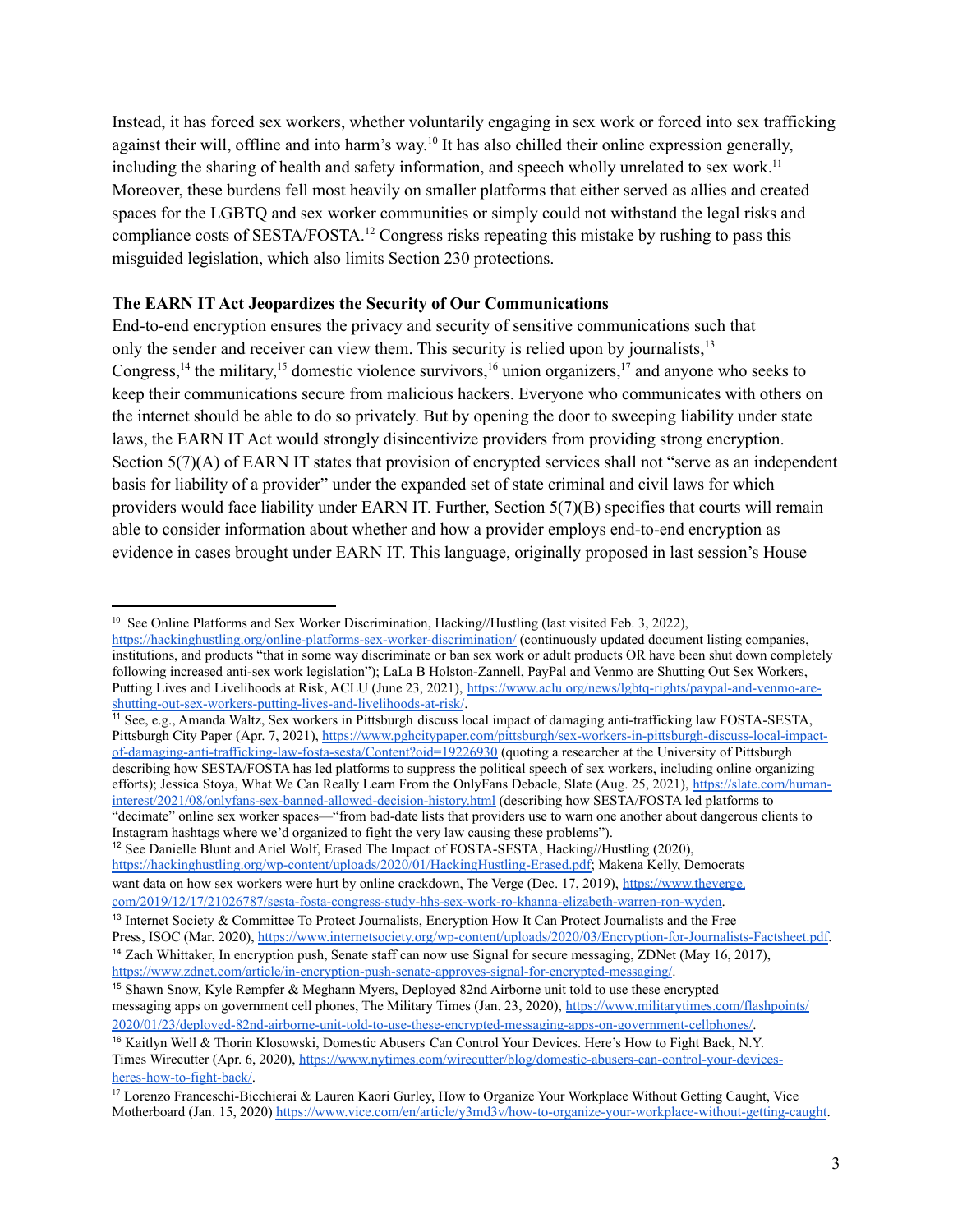Instead, it has forced sex workers, whether voluntarily engaging in sex work or forced into sex trafficking against their will, offline and into harm's way.[10] It has also chilled their online expression generally, including the sharing of health and safety information, and speech wholly unrelated to sex work.[11] Moreover, these burdens fell most heavily on smaller platforms that either served as allies and created spaces for the LGBTQ and sex worker communities or simply could not withstand the legal risks and compliance costs of SESTA/FOSTA.[12] Congress risks repeating this mistake by rushing to pass this misguided legislation, which also limits Section 230 protections.

**The EARN IT Act Jeopardizes the Security of Our Communications**

End-to-end encryption ensures the privacy and security of sensitive communications such that only the sender and receiver can view them. This security is relied upon by journalists,[13] Congress,[14] the military,[15] domestic violence survivors,[16] union organizers,[17] and anyone who seeks to keep their communications secure from malicious hackers. Everyone who communicates with others on the internet should be able to do so privately. But by opening the door to sweeping liability under state laws, the EARN IT Act would strongly disincentivize providers from providing strong encryption. Section 5(7)(A) of EARN IT states that provision of encrypted services shall not "serve as an independent basis for liability of a provider" under the expanded set of state criminal and civil laws for which providers would face liability under EARN IT. Further, Section 5(7)(B) specifies that courts will remain able to consider information about whether and how a provider employs end-to-end encryption as evidence in cases brought under EARN IT. This language, originally proposed in last session's House

---

[10] See Online Platforms and Sex Worker Discrimination, Hacking//Hustling (last visited Feb. 3, 2022), https://hackinghustling.org/online-platforms-sex-worker-discrimination/ (continuously updated document listing companies, institutions, and products "that in some way discriminate or ban sex work or adult products OR have been shut down completely following increased anti-sex work legislation"); LaLa B Holston-Zannell, PayPal and Venmo are Shutting Out Sex Workers, Putting Lives and Livelihoods at Risk, ACLU (June 23, 2021), https://www.aclu.org/news/lgbtq-rights/paypal-and-venmo-are-shutting-out-sex-workers-putting-lives-and-livelihoods-at-risk/.

[11] See, e.g., Amanda Waltz, Sex workers in Pittsburgh discuss local impact of damaging anti-trafficking law FOSTA-SESTA, Pittsburgh City Paper (Apr. 7, 2021), https://www.pghcitypaper.com/pittsburgh/sex-workers-in-pittsburgh-discuss-local-impact-of-damaging-anti-trafficking-law-fosta-sesta/Content?oid=19226930 (quoting a researcher at the University of Pittsburgh describing how SESTA/FOSTA has led platforms to suppress the political speech of sex workers, including online organizing efforts); Jessica Stoya, What We Can Really Learn From the OnlyFans Debacle, Slate (Aug. 25, 2021), https://slate.com/human-interest/2021/08/onlyfans-sex-banned-allowed-decision-history.html (describing how SESTA/FOSTA led platforms to "decimate" online sex worker spaces—"from bad-date lists that providers use to warn one another about dangerous clients to Instagram hashtags where we'd organized to fight the very law causing these problems").

[12] See Danielle Blunt and Ariel Wolf, Erased The Impact of FOSTA-SESTA, Hacking//Hustling (2020), https://hackinghustling.org/wp-content/uploads/2020/01/HackingHustling-Erased.pdf; Makena Kelly, Democrats want data on how sex workers were hurt by online crackdown, The Verge (Dec. 17, 2019), https://www.theverge.com/2019/12/17/21026787/sesta-fosta-congress-study-hhs-sex-work-ro-khanna-elizabeth-warren-ron-wyden.

[13] Internet Society & Committee To Protect Journalists, Encryption How It Can Protect Journalists and the Free Press, ISOC (Mar. 2020), https://www.internetsociety.org/wp-content/uploads/2020/03/Encryption-for-Journalists-Factsheet.pdf.

[14] Zach Whittaker, In encryption push, Senate staff can now use Signal for secure messaging, ZDNet (May 16, 2017), https://www.zdnet.com/article/in-encryption-push-senate-approves-signal-for-encrypted-messaging/.

[15] Shawn Snow, Kyle Rempfer & Meghann Myers, Deployed 82nd Airborne unit told to use these encrypted messaging apps on government cell phones, The Military Times (Jan. 23, 2020), https://www.militarytimes.com/flashpoints/2020/01/23/deployed-82nd-airborne-unit-told-to-use-these-encrypted-messaging-apps-on-government-cellphones/.

[16] Kaitlyn Well & Thorin Klosowski, Domestic Abusers Can Control Your Devices. Here's How to Fight Back, N.Y. Times Wirecutter (Apr. 6, 2020), https://www.nytimes.com/wirecutter/blog/domestic-abusers-can-control-your-devices-heres-how-to-fight-back/.

[17] Lorenzo Franceschi-Bicchierai & Lauren Kaori Gurley, How to Organize Your Workplace Without Getting Caught, Vice Motherboard (Jan. 15, 2020) https://www.vice.com/en/article/y3md3v/how-to-organize-your-workplace-without-getting-caught.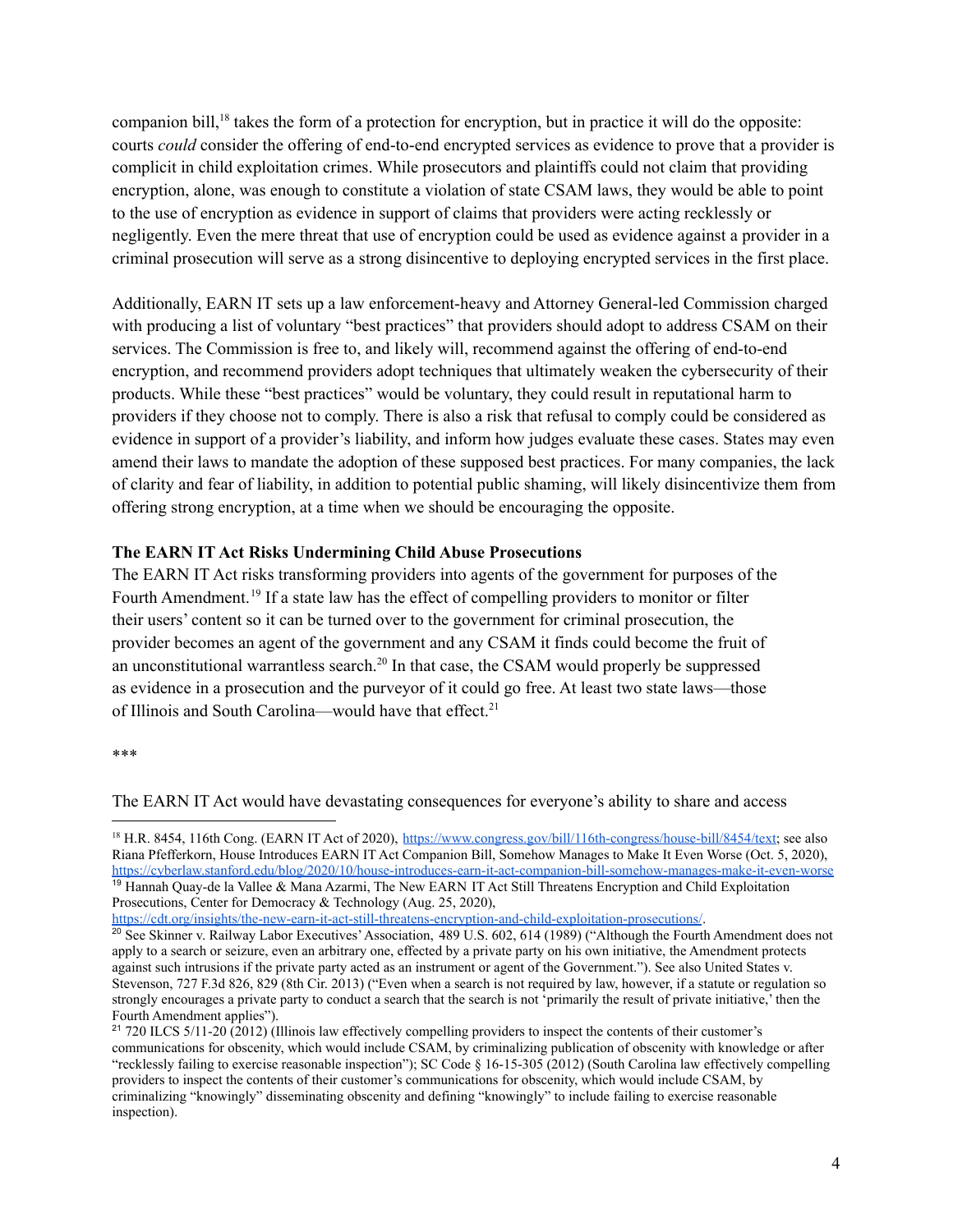companion bill,[18] takes the form of a protection for encryption, but in practice it will do the opposite: courts *could* consider the offering of end-to-end encrypted services as evidence to prove that a provider is complicit in child exploitation crimes. While prosecutors and plaintiffs could not claim that providing encryption, alone, was enough to constitute a violation of state CSAM laws, they would be able to point to the use of encryption as evidence in support of claims that providers were acting recklessly or negligently. Even the mere threat that use of encryption could be used as evidence against a provider in a criminal prosecution will serve as a strong disincentive to deploying encrypted services in the first place.

Additionally, EARN IT sets up a law enforcement-heavy and Attorney General-led Commission charged with producing a list of voluntary "best practices" that providers should adopt to address CSAM on their services. The Commission is free to, and likely will, recommend against the offering of end-to-end encryption, and recommend providers adopt techniques that ultimately weaken the cybersecurity of their products. While these "best practices" would be voluntary, they could result in reputational harm to providers if they choose not to comply. There is also a risk that refusal to comply could be considered as evidence in support of a provider's liability, and inform how judges evaluate these cases. States may even amend their laws to mandate the adoption of these supposed best practices. For many companies, the lack of clarity and fear of liability, in addition to potential public shaming, will likely disincentivize them from offering strong encryption, at a time when we should be encouraging the opposite.

**The EARN IT Act Risks Undermining Child Abuse Prosecutions**

The EARN IT Act risks transforming providers into agents of the government for purposes of the Fourth Amendment.[19] If a state law has the effect of compelling providers to monitor or filter their users' content so it can be turned over to the government for criminal prosecution, the provider becomes an agent of the government and any CSAM it finds could become the fruit of an unconstitutional warrantless search.[20] In that case, the CSAM would properly be suppressed as evidence in a prosecution and the purveyor of it could go free. At least two state laws—those of Illinois and South Carolina—would have that effect.[21]

***

The EARN IT Act would have devastating consequences for everyone's ability to share and access

---

[18] H.R. 8454, 116th Cong. (EARN IT Act of 2020), https://www.congress.gov/bill/116th-congress/house-bill/8454/text; see also Riana Pfefferkorn, House Introduces EARN IT Act Companion Bill, Somehow Manages to Make It Even Worse (Oct. 5, 2020), https://cyberlaw.stanford.edu/blog/2020/10/house-introduces-earn-it-act-companion-bill-somehow-manages-make-it-even-worse

[19] Hannah Quay-de la Vallee & Mana Azarmi, The New EARN IT Act Still Threatens Encryption and Child Exploitation Prosecutions, Center for Democracy & Technology (Aug. 25, 2020), https://cdt.org/insights/the-new-earn-it-act-still-threatens-encryption-and-child-exploitation-prosecutions/.

[20] See Skinner v. Railway Labor Executives' Association, 489 U.S. 602, 614 (1989) ("Although the Fourth Amendment does not apply to a search or seizure, even an arbitrary one, effected by a private party on his own initiative, the Amendment protects against such intrusions if the private party acted as an instrument or agent of the Government."). See also United States v. Stevenson, 727 F.3d 826, 829 (8th Cir. 2013) ("Even when a search is not required by law, however, if a statute or regulation so strongly encourages a private party to conduct a search that the search is not 'primarily the result of private initiative,' then the Fourth Amendment applies").

[21] 720 ILCS 5/11-20 (2012) (Illinois law effectively compelling providers to inspect the contents of their customer's communications for obscenity, which would include CSAM, by criminalizing publication of obscenity with knowledge or after "recklessly failing to exercise reasonable inspection"); SC Code § 16-15-305 (2012) (South Carolina law effectively compelling providers to inspect the contents of their customer's communications for obscenity, which would include CSAM, by criminalizing "knowingly" disseminating obscenity and defining "knowingly" to include failing to exercise reasonable inspection).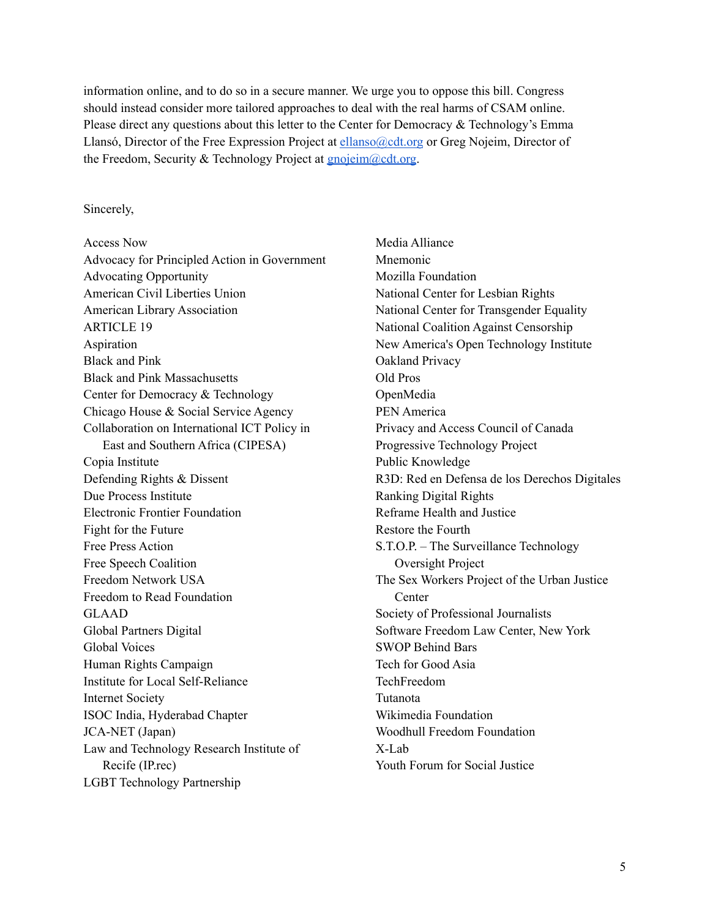information online, and to do so in a secure manner. We urge you to oppose this bill. Congress should instead consider more tailored approaches to deal with the real harms of CSAM online. Please direct any questions about this letter to the Center for Democracy & Technology's Emma Llansó, Director of the Free Expression Project at ellanso@cdt.org or Greg Nojeim, Director of the Freedom, Security & Technology Project at gnojeim@cdt.org.

Sincerely,

Access Now
Advocacy for Principled Action in Government
Advocating Opportunity
American Civil Liberties Union
American Library Association
ARTICLE 19
Aspiration
Black and Pink
Black and Pink Massachusetts
Center for Democracy & Technology
Chicago House & Social Service Agency
Collaboration on International ICT Policy in East and Southern Africa (CIPESA)
Copia Institute
Defending Rights & Dissent
Due Process Institute
Electronic Frontier Foundation
Fight for the Future
Free Press Action
Free Speech Coalition
Freedom Network USA
Freedom to Read Foundation
GLAAD
Global Partners Digital
Global Voices
Human Rights Campaign
Institute for Local Self-Reliance
Internet Society
ISOC India, Hyderabad Chapter
JCA-NET (Japan)
Law and Technology Research Institute of Recife (IP.rec)
LGBT Technology Partnership
Media Alliance
Mnemonic
Mozilla Foundation
National Center for Lesbian Rights
National Center for Transgender Equality
National Coalition Against Censorship
New America's Open Technology Institute
Oakland Privacy
Old Pros
OpenMedia
PEN America
Privacy and Access Council of Canada
Progressive Technology Project
Public Knowledge
R3D: Red en Defensa de los Derechos Digitales
Ranking Digital Rights
Reframe Health and Justice
Restore the Fourth
S.T.O.P. – The Surveillance Technology Oversight Project
The Sex Workers Project of the Urban Justice Center
Society of Professional Journalists
Software Freedom Law Center, New York
SWOP Behind Bars
Tech for Good Asia
TechFreedom
Tutanota
Wikimedia Foundation
Woodhull Freedom Foundation
X-Lab
Youth Forum for Social Justice